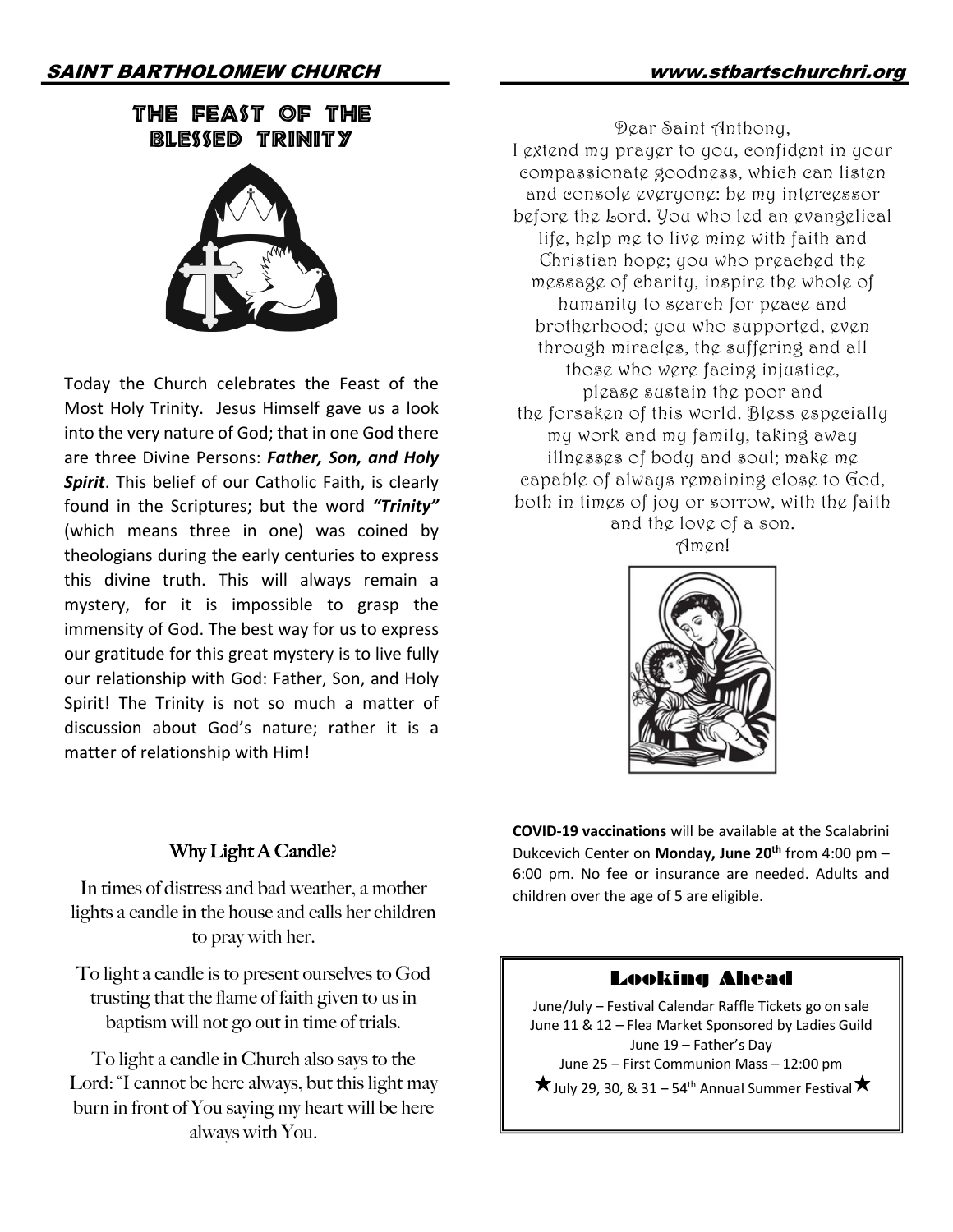## THE FEAST OF THE BLESSED TRINITY

Today the Church celebrates the Feast of the Most Holy Trinity. Jesus Himself gave us a look into the very nature of God; that in one God there are three Divine Persons: ***Father, Son, and Holy Spirit***. This belief of our Catholic Faith, is clearly found in the Scriptures; but the word ***"Trinity"*** (which means three in one) was coined by theologians during the early centuries to express this divine truth. This will always remain a mystery, for it is impossible to grasp the immensity of God. The best way for us to express our gratitude for this great mystery is to live fully our relationship with God: Father, Son, and Holy Spirit! The Trinity is not so much a matter of discussion about God's nature; rather it is a matter of relationship with Him!

## Why Light A Candle?

In times of distress and bad weather, a mother lights a candle in the house and calls her children to pray with her.

To light a candle is to present ourselves to God trusting that the flame of faith given to us in baptism will not go out in time of trials.

To light a candle in Church also says to the Lord: "I cannot be here always, but this light may burn in front of You saying my heart will be here always with You.

Dear Saint Anthony,
I extend my prayer to you, confident in your compassionate goodness, which can listen and console everyone: be my intercessor before the Lord. You who led an evangelical life, help me to live mine with faith and Christian hope; you who preached the message of charity, inspire the whole of humanity to search for peace and brotherhood; you who supported, even through miracles, the suffering and all those who were facing injustice, please sustain the poor and the forsaken of this world. Bless especially my work and my family, taking away illnesses of body and soul; make me capable of always remaining close to God, both in times of joy or sorrow, with the faith and the love of a son.
Amen!

**COVID-19 vaccinations** will be available at the Scalabrini Dukcevich Center on **Monday, June 20th** from 4:00 pm – 6:00 pm. No fee or insurance are needed. Adults and children over the age of 5 are eligible.

## Looking Ahead

June/July – Festival Calendar Raffle Tickets go on sale
June 11 & 12 – Flea Market Sponsored by Ladies Guild
June 19 – Father's Day
June 25 – First Communion Mass – 12:00 pm
★July 29, 30, & 31 – 54th Annual Summer Festival★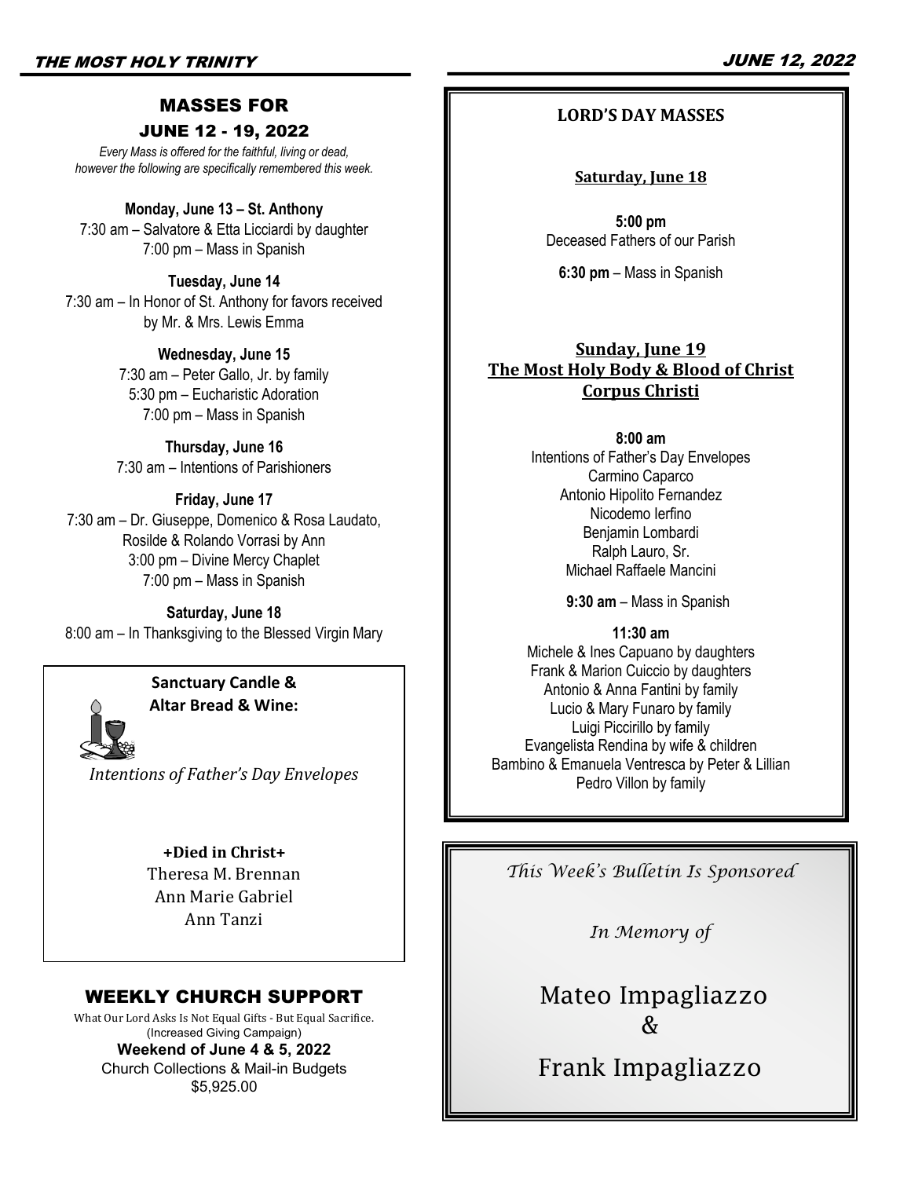## MASSES FOR
### JUNE 12 - 19, 2022

*Every Mass is offered for the faithful, living or dead, however the following are specifically remembered this week.*

**Monday, June 13 – St. Anthony**
7:30 am – Salvatore & Etta Licciardi by daughter
7:00 pm – Mass in Spanish

**Tuesday, June 14**
7:30 am – In Honor of St. Anthony for favors received by Mr. & Mrs. Lewis Emma

**Wednesday, June 15**
7:30 am – Peter Gallo, Jr. by family
5:30 pm – Eucharistic Adoration
7:00 pm – Mass in Spanish

**Thursday, June 16**
7:30 am – Intentions of Parishioners

**Friday, June 17**
7:30 am – Dr. Giuseppe, Domenico & Rosa Laudato, Rosilde & Rolando Vorrasi by Ann
3:00 pm – Divine Mercy Chaplet
7:00 pm – Mass in Spanish

**Saturday, June 18**
8:00 am – In Thanksgiving to the Blessed Virgin Mary

**Sanctuary Candle & Altar Bread & Wine:**

*Intentions of Father's Day Envelopes*

**+Died in Christ+**
Theresa M. Brennan
Ann Marie Gabriel
Ann Tanzi

## WEEKLY CHURCH SUPPORT

What Our Lord Asks Is Not Equal Gifts - But Equal Sacrifice.
(Increased Giving Campaign)
**Weekend of June 4 & 5, 2022**
Church Collections & Mail-in Budgets
$5,925.00

## LORD'S DAY MASSES

**Saturday, June 18**

**5:00 pm**
Deceased Fathers of our Parish

**6:30 pm** – Mass in Spanish

**Sunday, June 19**
**The Most Holy Body & Blood of Christ**
**Corpus Christi**

**8:00 am**
Intentions of Father's Day Envelopes
Carmino Caparco
Antonio Hipolito Fernandez
Nicodemo Ierfino
Benjamin Lombardi
Ralph Lauro, Sr.
Michael Raffaele Mancini

**9:30 am** – Mass in Spanish

**11:30 am**
Michele & Ines Capuano by daughters
Frank & Marion Cuiccio by daughters
Antonio & Anna Fantini by family
Lucio & Mary Funaro by family
Luigi Piccirillo by family
Evangelista Rendina by wife & children
Bambino & Emanuela Ventresca by Peter & Lillian
Pedro Villon by family

*This Week's Bulletin Is Sponsored*

*In Memory of*

Mateo Impagliazzo
&
Frank Impagliazzo